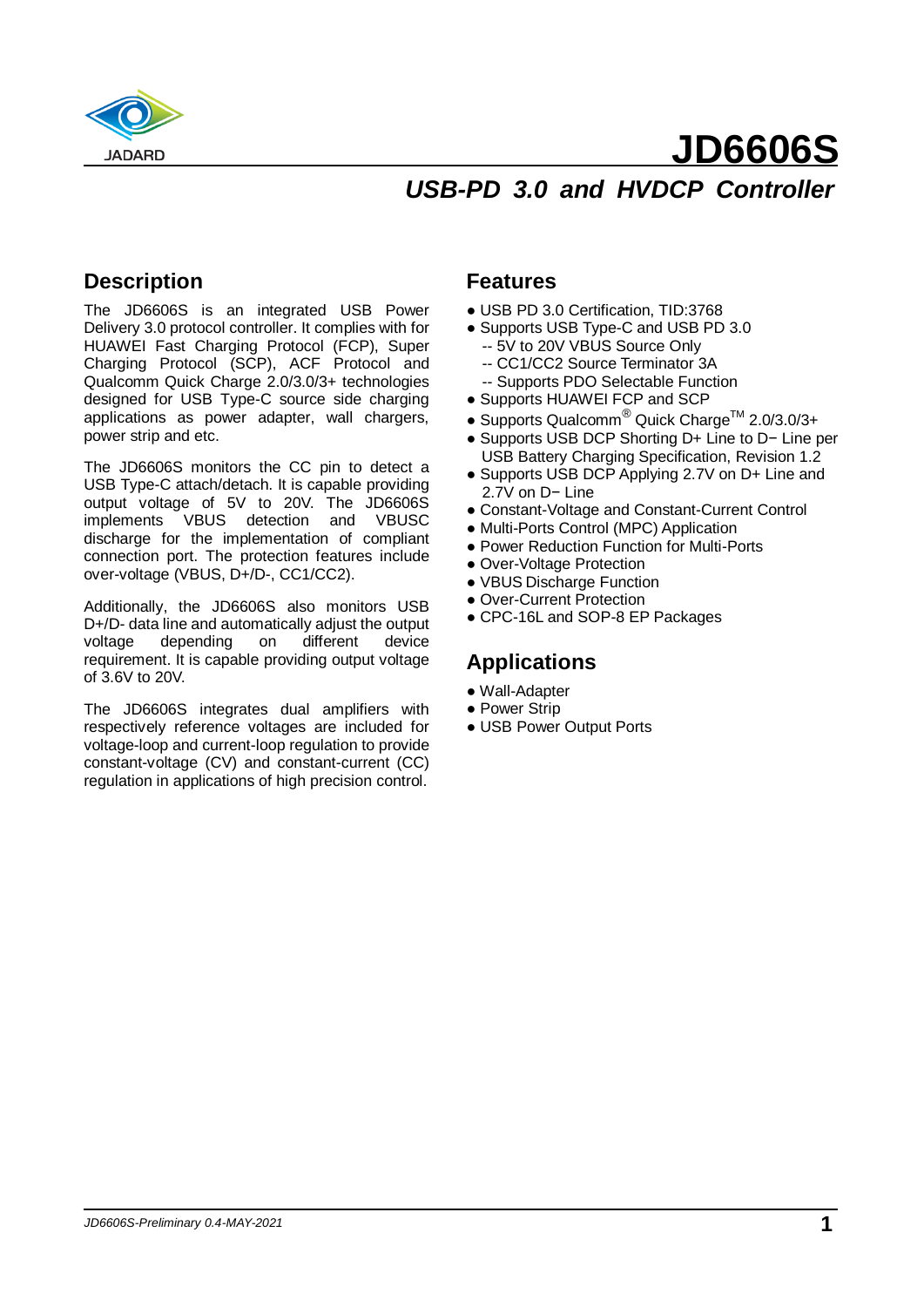# JD6606S

## *USB-PD 3.0 and HVDCP Controller*

## Description

The JD6606S is an integrated USB Power Delivery 3.0 protocol controller. It complies with for HUAWEI Fast Charging Protocol (FCP), Super Charging Protocol (SCP), ACF Protocol and Qualcomm Quick Charge 2.0/3.0/3+ technologies designed for USB Type-C source side charging applications as power adapter, wall chargers, power strip and etc.

The JD6606S monitors the CC pin to detect a USB Type-C attach/detach. It is capable providing output voltage of 5V to 20V. The JD6606S implements VBUS detection and VBUSC discharge for the implementation of compliant connection port. The protection features include over-voltage (VBUS, D+/D-, CC1/CC2).

Additionally, the JD6606S also monitors USB D+/D- data line and automatically adjust the output voltage depending on different device requirement. It is capable providing output voltage of 3.6V to 20V.

The JD6606S integrates dual amplifiers with respectively reference voltages are included for voltage-loop and current-loop regulation to provide constant-voltage (CV) and constant-current (CC) regulation in applications of high precision control.

## Features

- USB PD 3.0 Certification, TID:3768
- Supports USB Type-C and USB PD 3.0
  - -- 5V to 20V VBUS Source Only
  - -- CC1/CC2 Source Terminator 3A
  - -- Supports PDO Selectable Function
- Supports HUAWEI FCP and SCP
- Supports Qualcomm® Quick Charge™ 2.0/3.0/3+
- Supports USB DCP Shorting D+ Line to D− Line per USB Battery Charging Specification, Revision 1.2
- Supports USB DCP Applying 2.7V on D+ Line and 2.7V on D− Line
- Constant-Voltage and Constant-Current Control
- Multi-Ports Control (MPC) Application
- Power Reduction Function for Multi-Ports
- Over-Voltage Protection
- VBUS Discharge Function
- Over-Current Protection
- CPC-16L and SOP-8 EP Packages

## Applications

- Wall-Adapter
- Power Strip
- USB Power Output Ports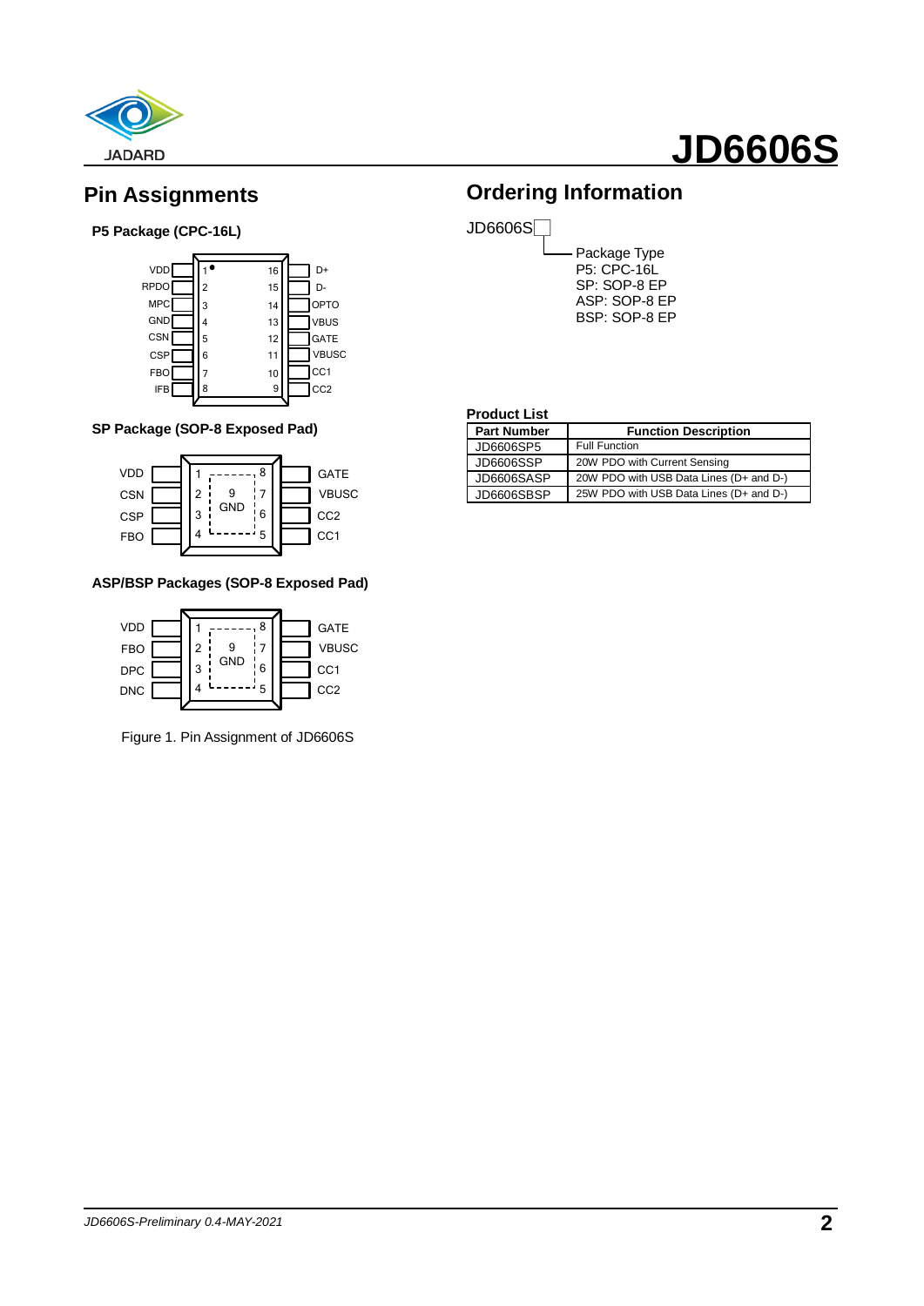## Pin Assignments

**P5 Package (CPC-16L)**

| Pin | Name | Pin | Name |
|---|---|---|---|
| 1 | VDD | 16 | D+ |
| 2 | RPDO | 15 | D- |
| 3 | MPC | 14 | OPTO |
| 4 | GND | 13 | VBUS |
| 5 | CSN | 12 | GATE |
| 6 | CSP | 11 | VBUSC |
| 7 | FBO | 10 | CC1 |
| 8 | IFB | 9 | CC2 |

**SP Package (SOP-8 Exposed Pad)**

| Pin | Name | Pin | Name |
|---|---|---|---|
| 1 | VDD | 8 | GATE |
| 2 | CSN | 7 | VBUSC |
| 3 | CSP | 6 | CC2 |
| 4 | FBO | 5 | CC1 |
| 9 | GND | | |

**ASP/BSP Packages (SOP-8 Exposed Pad)**

| Pin | Name | Pin | Name |
|---|---|---|---|
| 1 | VDD | 8 | GATE |
| 2 | FBO | 7 | VBUSC |
| 3 | DPC | 6 | CC1 |
| 4 | DNC | 5 | CC2 |
| 9 | GND | | |

Figure 1. Pin Assignment of JD6606S

## Ordering Information

JD6606S□

Package Type
P5: CPC-16L
SP: SOP-8 EP
ASP: SOP-8 EP
BSP: SOP-8 EP

**Product List**

| Part Number | Function Description |
|---|---|
| JD6606SP5 | Full Function |
| JD6606SSP | 20W PDO with Current Sensing |
| JD6606SASP | 20W PDO with USB Data Lines (D+ and D-) |
| JD6606SBSP | 25W PDO with USB Data Lines (D+ and D-) |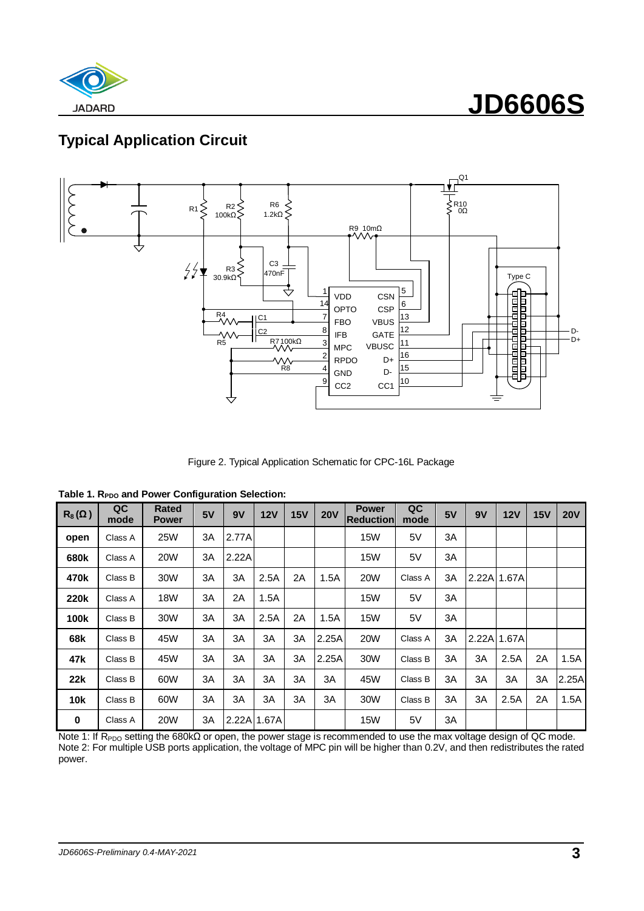## Typical Application Circuit

Figure 2. Typical Application Schematic for CPC-16L Package

**Table 1. $R_{PDO}$ and Power Configuration Selection:**

| $R_8$ (Ω) | QC mode | Rated Power | 5V | 9V | 12V | 15V | 20V | Power Reduction | QC mode | 5V | 9V | 12V | 15V | 20V |
|---|---|---|---|---|---|---|---|---|---|---|---|---|---|---|
| **open** | Class A | 25W | 3A | 2.77A | | | | 15W | 5V | 3A | | | | |
| **680k** | Class A | 20W | 3A | 2.22A | | | | 15W | 5V | 3A | | | | |
| **470k** | Class B | 30W | 3A | 3A | 2.5A | 2A | 1.5A | 20W | Class A | 3A | 2.22A | 1.67A | | |
| **220k** | Class A | 18W | 3A | 2A | 1.5A | | | 15W | 5V | 3A | | | | |
| **100k** | Class B | 30W | 3A | 3A | 2.5A | 2A | 1.5A | 15W | 5V | 3A | | | | |
| **68k** | Class B | 45W | 3A | 3A | 3A | 3A | 2.25A | 20W | Class A | 3A | 2.22A | 1.67A | | |
| **47k** | Class B | 45W | 3A | 3A | 3A | 3A | 2.25A | 30W | Class B | 3A | 3A | 2.5A | 2A | 1.5A |
| **22k** | Class B | 60W | 3A | 3A | 3A | 3A | 3A | 45W | Class B | 3A | 3A | 3A | 3A | 2.25A |
| **10k** | Class B | 60W | 3A | 3A | 3A | 3A | 3A | 30W | Class B | 3A | 3A | 2.5A | 2A | 1.5A |
| **0** | Class A | 20W | 3A | 2.22A | 1.67A | | | 15W | 5V | 3A | | | | |

Note 1: If $R_{PDO}$ setting the 680kΩ or open, the power stage is recommended to use the max voltage design of QC mode.
Note 2: For multiple USB ports application, the voltage of MPC pin will be higher than 0.2V, and then redistributes the rated power.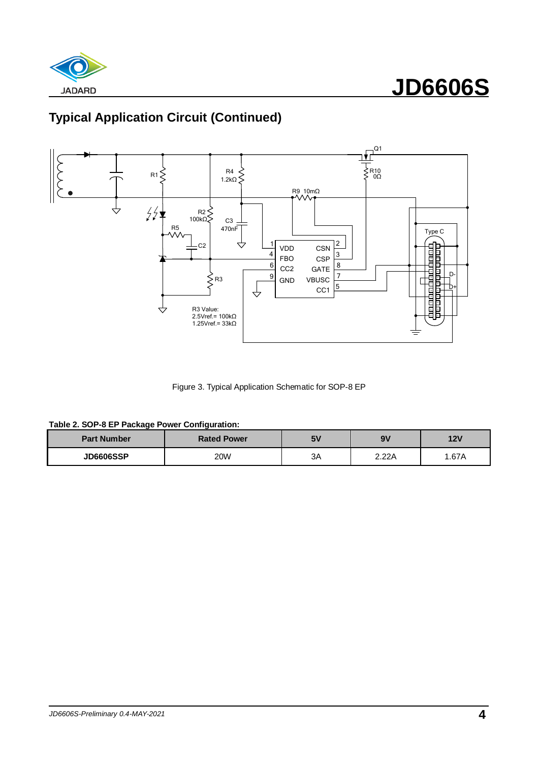## Typical Application Circuit (Continued)

Figure 3. Typical Application Schematic for SOP-8 EP

**Table 2. SOP-8 EP Package Power Configuration:**

| Part Number | Rated Power | 5V | 9V | 12V |
|---|---|---|---|---|
| **JD6606SSP** | 20W | 3A | 2.22A | 1.67A |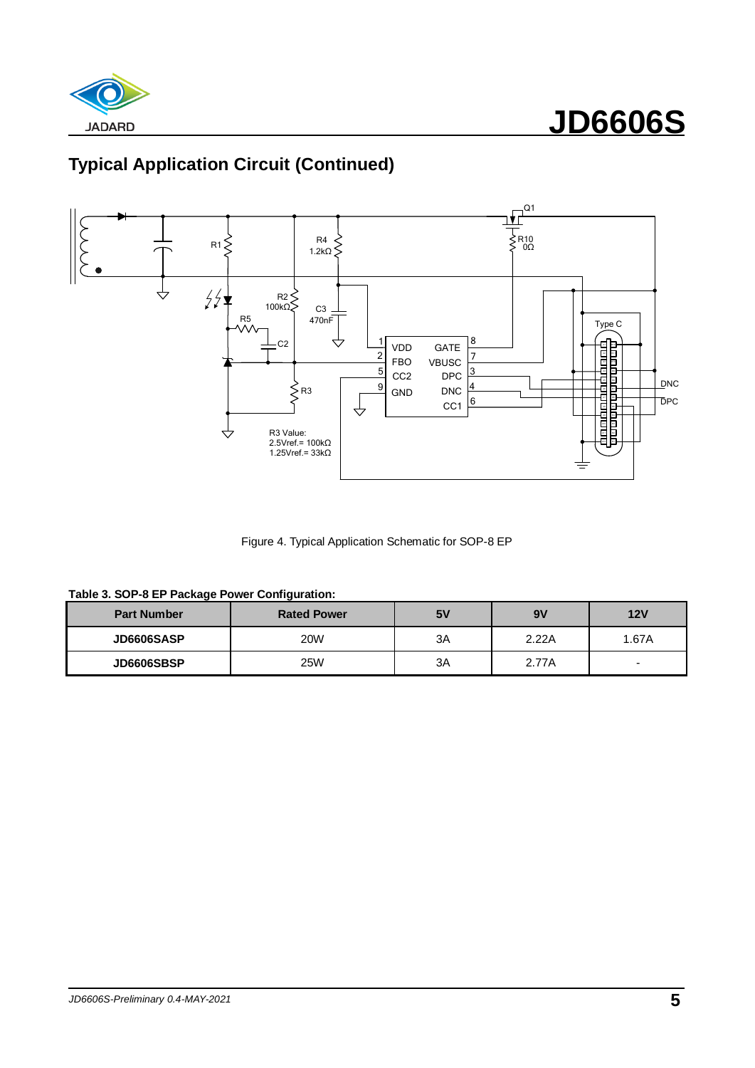## Typical Application Circuit (Continued)

Figure 4. Typical Application Schematic for SOP-8 EP

**Table 3. SOP-8 EP Package Power Configuration:**

| Part Number | Rated Power | 5V | 9V | 12V |
|---|---|---|---|---|
| **JD6606SASP** | 20W | 3A | 2.22A | 1.67A |
| **JD6606SBSP** | 25W | 3A | 2.77A | - |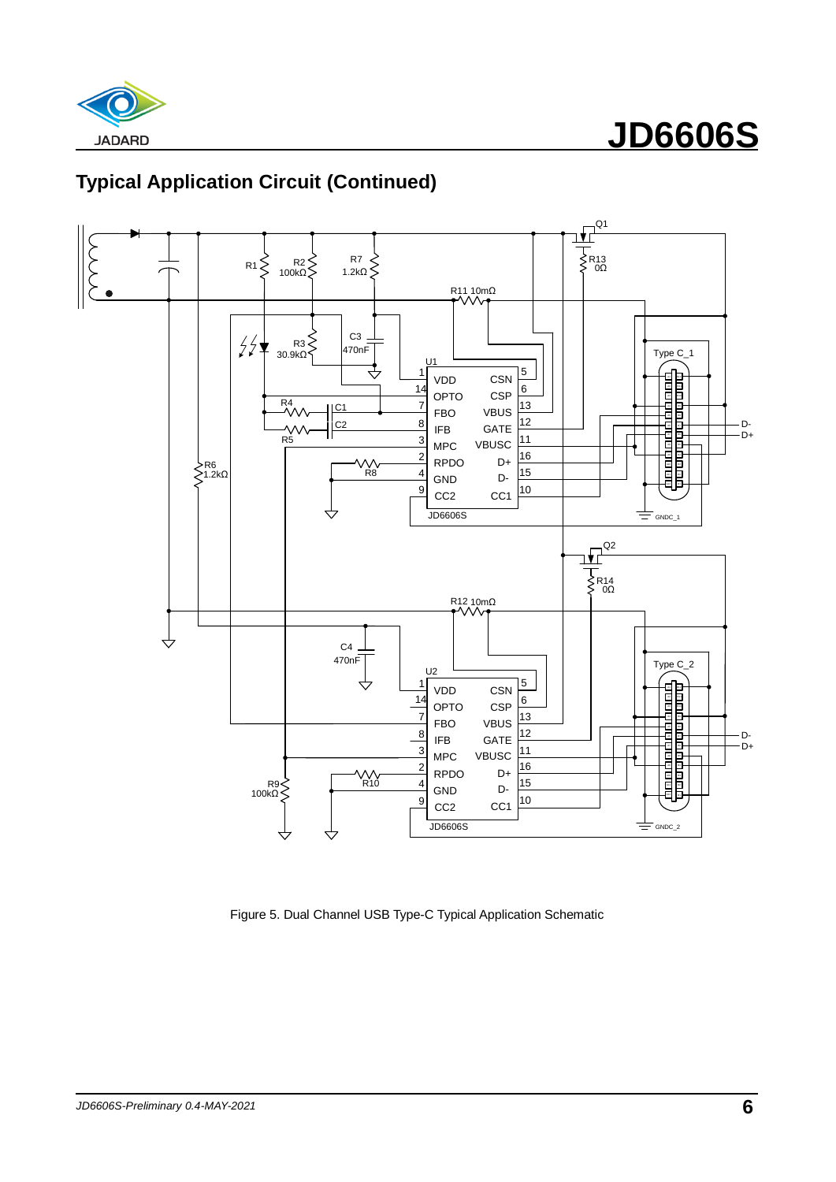## Typical Application Circuit (Continued)

Figure 5. Dual Channel USB Type-C Typical Application Schematic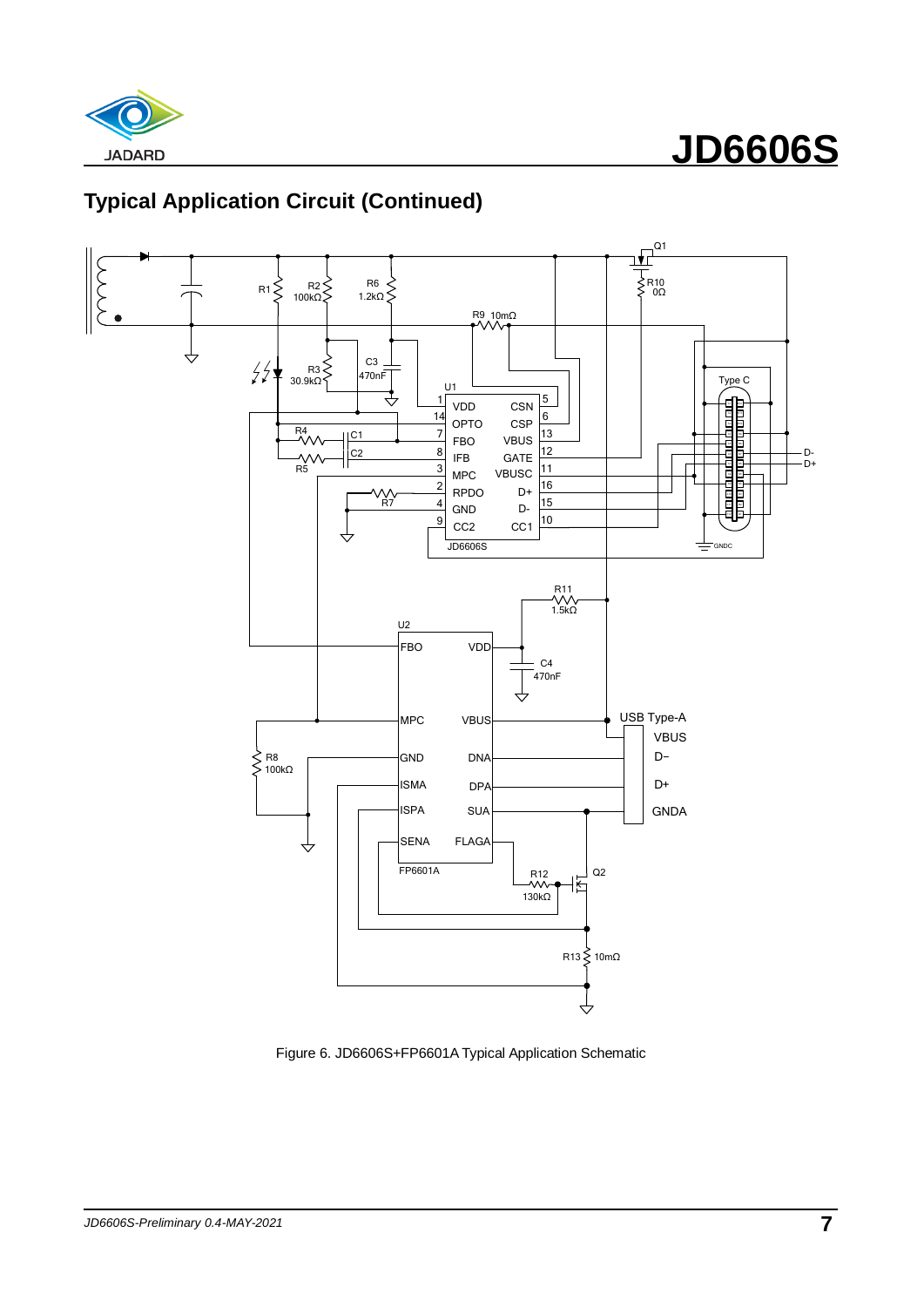## Typical Application Circuit (Continued)

Figure 6. JD6606S+FP6601A Typical Application Schematic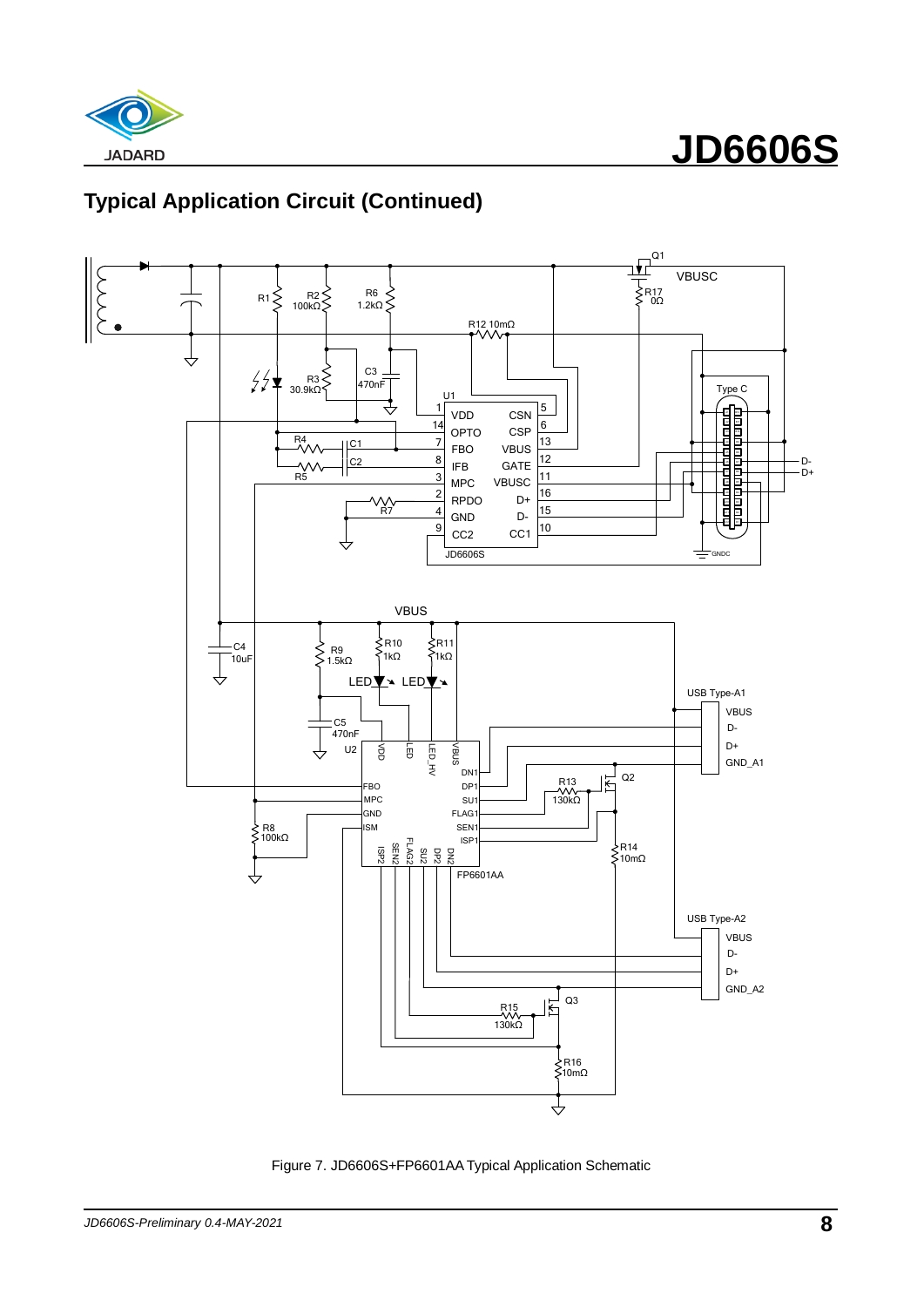## Typical Application Circuit (Continued)

Figure 7. JD6606S+FP6601AA Typical Application Schematic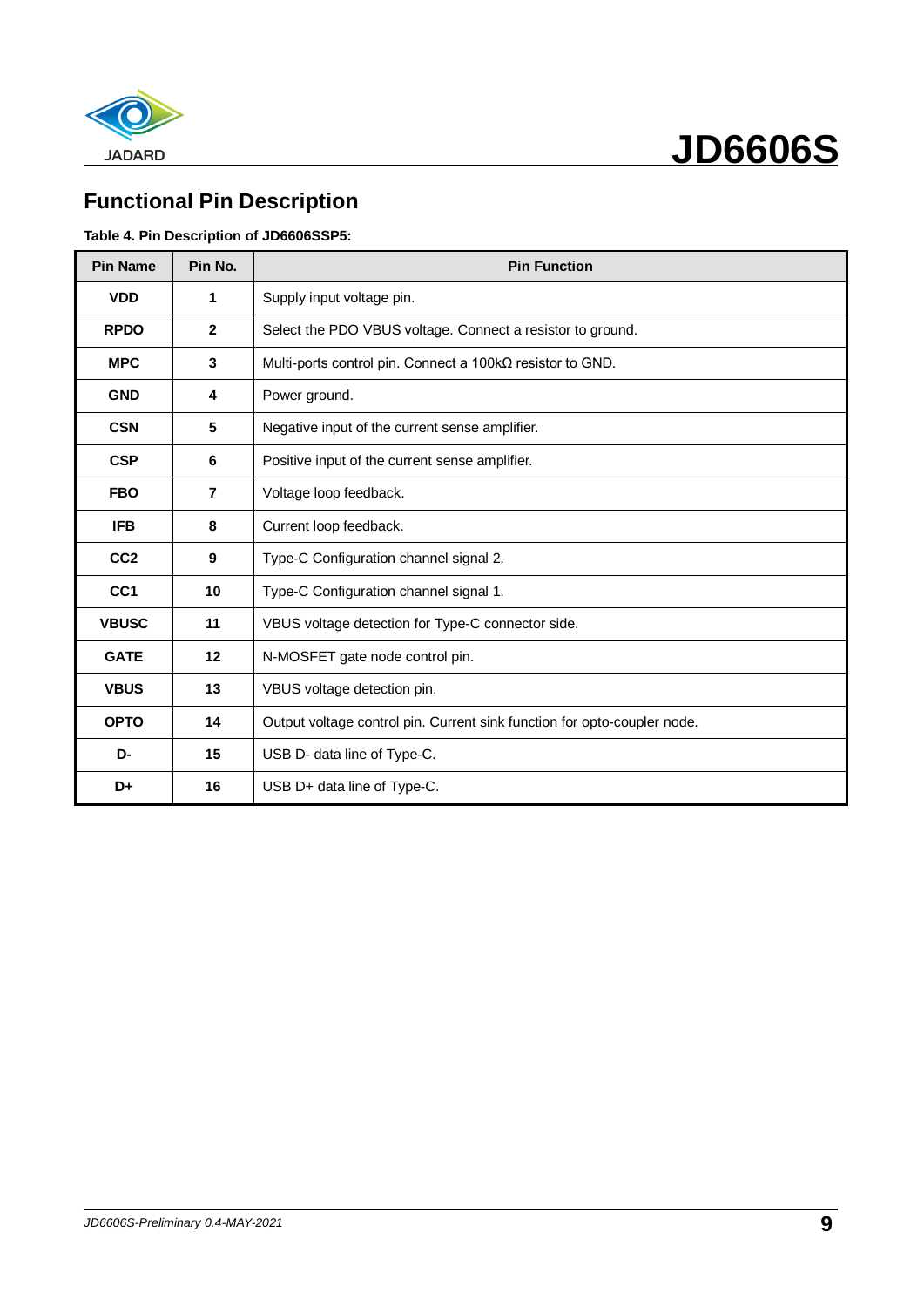## Functional Pin Description

**Table 4. Pin Description of JD6606SSP5:**

| Pin Name | Pin No. | Pin Function |
|---|---|---|
| **VDD** | **1** | Supply input voltage pin. |
| **RPDO** | **2** | Select the PDO VBUS voltage. Connect a resistor to ground. |
| **MPC** | **3** | Multi-ports control pin. Connect a 100kΩ resistor to GND. |
| **GND** | **4** | Power ground. |
| **CSN** | **5** | Negative input of the current sense amplifier. |
| **CSP** | **6** | Positive input of the current sense amplifier. |
| **FBO** | **7** | Voltage loop feedback. |
| **IFB** | **8** | Current loop feedback. |
| **CC2** | **9** | Type-C Configuration channel signal 2. |
| **CC1** | **10** | Type-C Configuration channel signal 1. |
| **VBUSC** | **11** | VBUS voltage detection for Type-C connector side. |
| **GATE** | **12** | N-MOSFET gate node control pin. |
| **VBUS** | **13** | VBUS voltage detection pin. |
| **OPTO** | **14** | Output voltage control pin. Current sink function for opto-coupler node. |
| **D-** | **15** | USB D- data line of Type-C. |
| **D+** | **16** | USB D+ data line of Type-C. |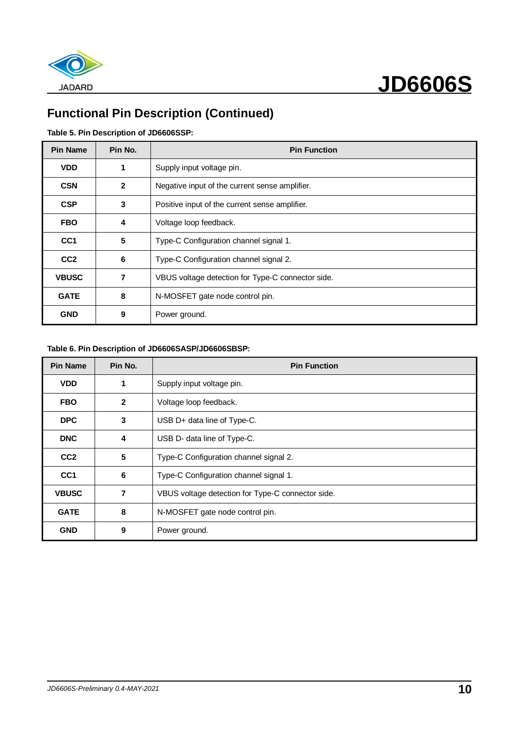## Functional Pin Description (Continued)

**Table 5. Pin Description of JD6606SSP:**

| Pin Name | Pin No. | Pin Function |
|---|---|---|
| **VDD** | **1** | Supply input voltage pin. |
| **CSN** | **2** | Negative input of the current sense amplifier. |
| **CSP** | **3** | Positive input of the current sense amplifier. |
| **FBO** | **4** | Voltage loop feedback. |
| **CC1** | **5** | Type-C Configuration channel signal 1. |
| **CC2** | **6** | Type-C Configuration channel signal 2. |
| **VBUSC** | **7** | VBUS voltage detection for Type-C connector side. |
| **GATE** | **8** | N-MOSFET gate node control pin. |
| **GND** | **9** | Power ground. |

**Table 6. Pin Description of JD6606SASP/JD6606SBSP:**

| Pin Name | Pin No. | Pin Function |
|---|---|---|
| **VDD** | **1** | Supply input voltage pin. |
| **FBO** | **2** | Voltage loop feedback. |
| **DPC** | **3** | USB D+ data line of Type-C. |
| **DNC** | **4** | USB D- data line of Type-C. |
| **CC2** | **5** | Type-C Configuration channel signal 2. |
| **CC1** | **6** | Type-C Configuration channel signal 1. |
| **VBUSC** | **7** | VBUS voltage detection for Type-C connector side. |
| **GATE** | **8** | N-MOSFET gate node control pin. |
| **GND** | **9** | Power ground. |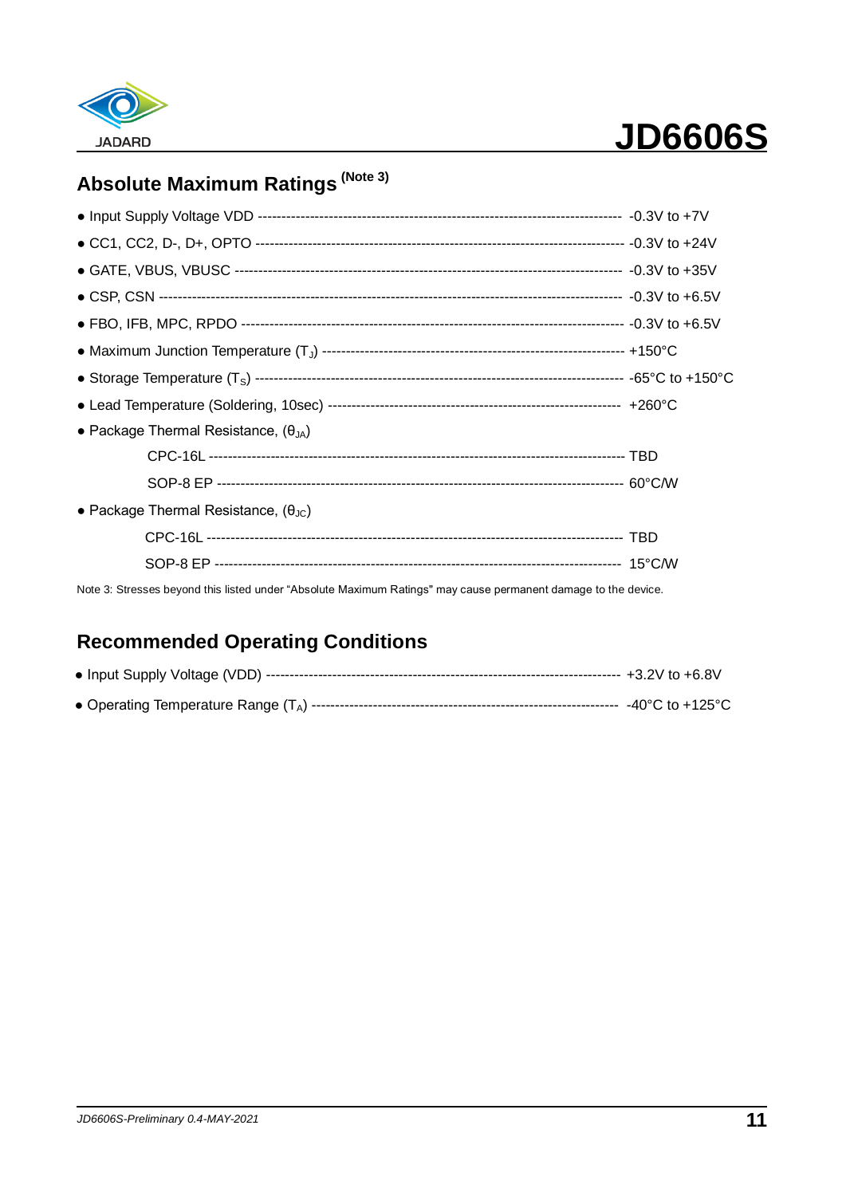## Absolute Maximum Ratings (Note 3)

- Input Supply Voltage VDD ---------------------------------------------------------------------------- -0.3V to +7V
- CC1, CC2, D-, D+, OPTO ---------------------------------------------------------------------------- -0.3V to +24V
- GATE, VBUS, VBUSC ---------------------------------------------------------------------------- -0.3V to +35V
- CSP, CSN ---------------------------------------------------------------------------- -0.3V to +6.5V
- FBO, IFB, MPC, RPDO ---------------------------------------------------------------------------- -0.3V to +6.5V
- Maximum Junction Temperature ($T_J$) ---------------------------------------------------------------- +150°C
- Storage Temperature ($T_S$) ---------------------------------------------------------------------------- -65°C to +150°C
- Lead Temperature (Soldering, 10sec) ---------------------------------------------------------------- +260°C
- Package Thermal Resistance, ($\theta_{JA}$)
  - CPC-16L ---------------------------------------------------------------------------- TBD
  - SOP-8 EP ---------------------------------------------------------------------------- 60°C/W
- Package Thermal Resistance, ($\theta_{JC}$)
  - CPC-16L ---------------------------------------------------------------------------- TBD
  - SOP-8 EP ---------------------------------------------------------------------------- 15°C/W

Note 3: Stresses beyond this listed under "Absolute Maximum Ratings" may cause permanent damage to the device.

## Recommended Operating Conditions

- Input Supply Voltage (VDD) ---------------------------------------------------------------------------- +3.2V to +6.8V
- Operating Temperature Range ($T_A$) ---------------------------------------------------------------- -40°C to +125°C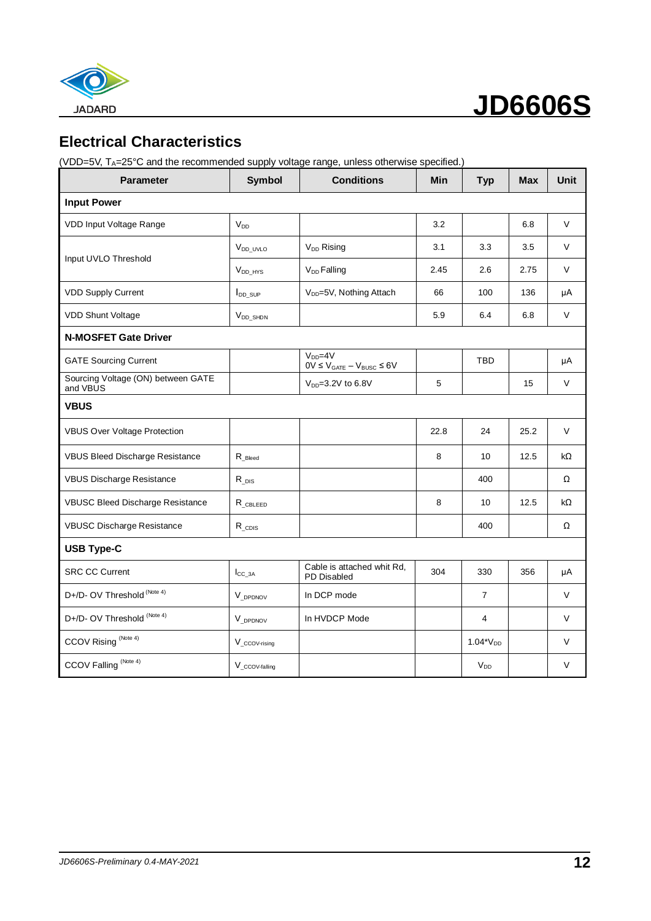## Electrical Characteristics

($V_{DD}$=5V, $T_A$=25°C and the recommended supply voltage range, unless otherwise specified.)

| Parameter | Symbol | Conditions | Min | Typ | Max | Unit |
|---|---|---|---|---|---|---|
| **Input Power** | | | | | | |
| VDD Input Voltage Range | $V_{DD}$ | | 3.2 | | 6.8 | V |
| Input UVLO Threshold | $V_{DD\_UVLO}$ | $V_{DD}$ Rising | 3.1 | 3.3 | 3.5 | V |
| | $V_{DD\_HYS}$ | $V_{DD}$ Falling | 2.45 | 2.6 | 2.75 | V |
| VDD Supply Current | $I_{DD\_SUP}$ | $V_{DD}$=5V, Nothing Attach | 66 | 100 | 136 | μA |
| VDD Shunt Voltage | $V_{DD\_SHDN}$ | | 5.9 | 6.4 | 6.8 | V |
| **N-MOSFET Gate Driver** | | | | | | |
| GATE Sourcing Current | | $V_{DD}$=4V<br>$0V \le V_{GATE} - V_{BUSC} \le 6V$ | | TBD | | μA |
| Sourcing Voltage (ON) between GATE and VBUS | | $V_{DD}$=3.2V to 6.8V | 5 | | 15 | V |
| **VBUS** | | | | | | |
| VBUS Over Voltage Protection | | | 22.8 | 24 | 25.2 | V |
| VBUS Bleed Discharge Resistance | $R_{\_Bleed}$ | | 8 | 10 | 12.5 | kΩ |
| VBUS Discharge Resistance | $R_{\_DIS}$ | | | 400 | | Ω |
| VBUSC Bleed Discharge Resistance | $R_{\_CBLEED}$ | | 8 | 10 | 12.5 | kΩ |
| VBUSC Discharge Resistance | $R_{\_CDIS}$ | | | 400 | | Ω |
| **USB Type-C** | | | | | | |
| SRC CC Current | $I_{CC\_3A}$ | Cable is attached whit Rd, PD Disabled | 304 | 330 | 356 | μA |
| D+/D- OV Threshold (Note 4) | $V_{\_DPDNOV}$ | In DCP mode | | 7 | | V |
| D+/D- OV Threshold (Note 4) | $V_{\_DPDNOV}$ | In HVDCP Mode | | 4 | | V |
| CCOV Rising (Note 4) | $V_{\_CCOV\text{-}rising}$ | | | 1.04*$V_{DD}$ | | V |
| CCOV Falling (Note 4) | $V_{\_CCOV\text{-}falling}$ | | | $V_{DD}$ | | V |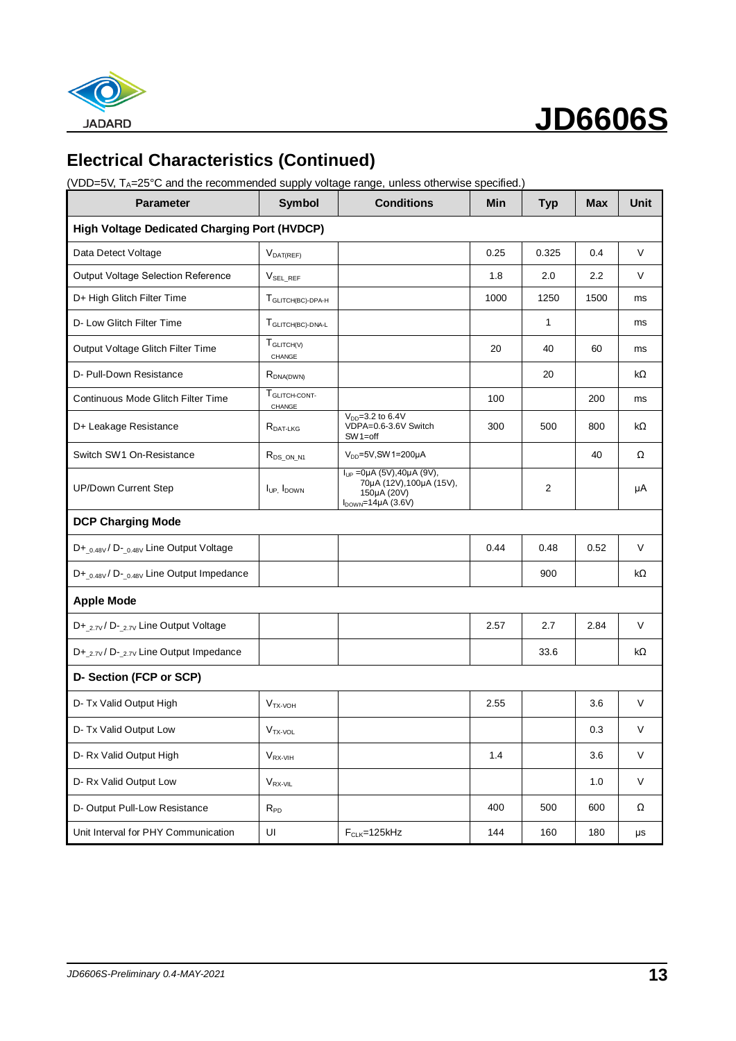## Electrical Characteristics (Continued)

(VDD=5V, $T_A$=25°C and the recommended supply voltage range, unless otherwise specified.)

| Parameter | Symbol | Conditions | Min | Typ | Max | Unit |
|---|---|---|---|---|---|---|
| **High Voltage Dedicated Charging Port (HVDCP)** | | | | | | |
| Data Detect Voltage | $V_{DAT(REF)}$ | | 0.25 | 0.325 | 0.4 | V |
| Output Voltage Selection Reference | $V_{SEL\_REF}$ | | 1.8 | 2.0 | 2.2 | V |
| D+ High Glitch Filter Time | $T_{GLITCH(BC)-DPA-H}$ | | 1000 | 1250 | 1500 | ms |
| D- Low Glitch Filter Time | $T_{GLITCH(BC)-DNA-L}$ | | | 1 | | ms |
| Output Voltage Glitch Filter Time | $T_{GLITCH(V) CHANGE}$ | | 20 | 40 | 60 | ms |
| D- Pull-Down Resistance | $R_{DNA(DWN)}$ | | | 20 | | kΩ |
| Continuous Mode Glitch Filter Time | $T_{GLITCH-CONT-CHANGE}$ | | 100 | | 200 | ms |
| D+ Leakage Resistance | $R_{DAT-LKG}$ | $V_{DD}$=3.2 to 6.4V VDPA=0.6-3.6V Switch SW1=off | 300 | 500 | 800 | kΩ |
| Switch SW1 On-Resistance | $R_{DS\_ON\_N1}$ | $V_{DD}$=5V,SW1=200μA | | | 40 | Ω |
| UP/Down Current Step | $I_{UP}$, $I_{DOWN}$ | $I_{UP}$ =0μA (5V),40μA (9V), 70μA (12V),100μA (15V), 150μA (20V) $I_{DOWN}$=14μA (3.6V) | | 2 | | μA |
| **DCP Charging Mode** | | | | | | |
| D+$_{\_0.48V}$ / D-$_{\_0.48V}$ Line Output Voltage | | | 0.44 | 0.48 | 0.52 | V |
| D+$_{\_0.48V}$ / D-$_{\_0.48V}$ Line Output Impedance | | | | 900 | | kΩ |
| **Apple Mode** | | | | | | |
| D+$_{\_2.7V}$ / D-$_{\_2.7V}$ Line Output Voltage | | | 2.57 | 2.7 | 2.84 | V |
| D+$_{\_2.7V}$ / D-$_{\_2.7V}$ Line Output Impedance | | | | 33.6 | | kΩ |
| **D- Section (FCP or SCP)** | | | | | | |
| D- Tx Valid Output High | $V_{TX-VOH}$ | | 2.55 | | 3.6 | V |
| D- Tx Valid Output Low | $V_{TX-VOL}$ | | | | 0.3 | V |
| D- Rx Valid Output High | $V_{RX-VIH}$ | | 1.4 | | 3.6 | V |
| D- Rx Valid Output Low | $V_{RX-VIL}$ | | | | 1.0 | V |
| D- Output Pull-Low Resistance | $R_{PD}$ | | 400 | 500 | 600 | Ω |
| Unit Interval for PHY Communication | UI | $F_{CLK}$=125kHz | 144 | 160 | 180 | μs |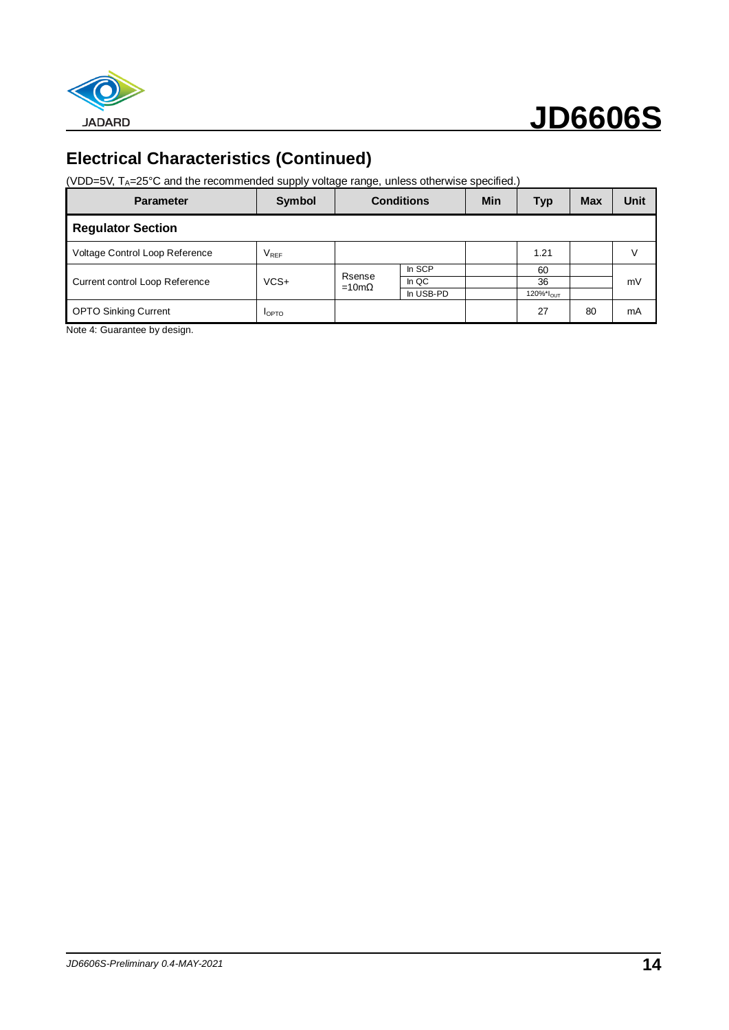## Electrical Characteristics (Continued)

(VDD=5V, $T_A$=25°C and the recommended supply voltage range, unless otherwise specified.)

| Parameter | Symbol | Conditions | | Min | Typ | Max | Unit |
|---|---|---|---|---|---|---|---|
| **Regulator Section** | | | | | | | |
| Voltage Control Loop Reference | $V_{REF}$ | | | | 1.21 | | V |
| Current control Loop Reference | VCS+ | Rsense =10mΩ | In SCP | | 60 | | mV |
| | | | In QC | | 36 | | |
| | | | In USB-PD | | 120%*$I_{OUT}$ | | |
| OPTO Sinking Current | $I_{OPTO}$ | | | | 27 | 80 | mA |

Note 4: Guarantee by design.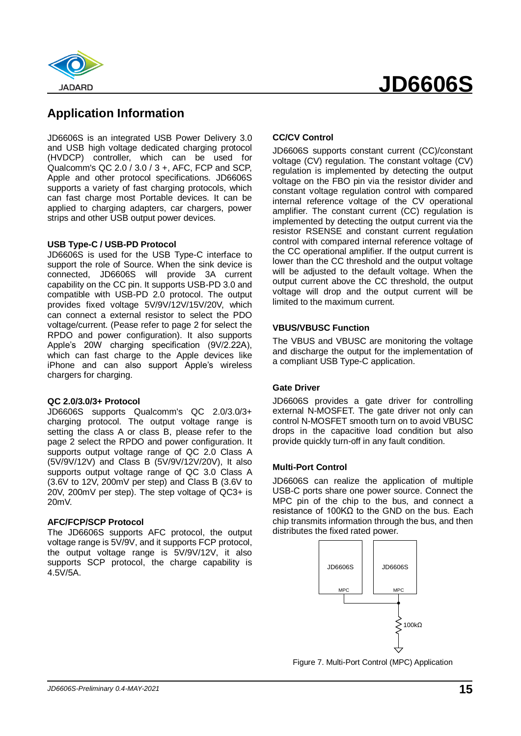## Application Information

JD6606S is an integrated USB Power Delivery 3.0 and USB high voltage dedicated charging protocol (HVDCP) controller, which can be used for Qualcomm's QC 2.0 / 3.0 / 3 +, AFC, FCP and SCP, Apple and other protocol specifications. JD6606S supports a variety of fast charging protocols, which can fast charge most Portable devices. It can be applied to charging adapters, car chargers, power strips and other USB output power devices.

### USB Type-C / USB-PD Protocol

JD6606S is used for the USB Type-C interface to support the role of Source. When the sink device is connected, JD6606S will provide 3A current capability on the CC pin. It supports USB-PD 3.0 and compatible with USB-PD 2.0 protocol. The output provides fixed voltage 5V/9V/12V/15V/20V, which can connect a external resistor to select the PDO voltage/current. (Pease refer to page 2 for select the RPDO and power configuration). It also supports Apple's 20W charging specification (9V/2.22A), which can fast charge to the Apple devices like iPhone and can also support Apple's wireless chargers for charging.

### QC 2.0/3.0/3+ Protocol

JD6606S supports Qualcomm's QC 2.0/3.0/3+ charging protocol. The output voltage range is setting the class A or class B, please refer to the page 2 select the RPDO and power configuration. It supports output voltage range of QC 2.0 Class A (5V/9V/12V) and Class B (5V/9V/12V/20V), It also supports output voltage range of QC 3.0 Class A (3.6V to 12V, 200mV per step) and Class B (3.6V to 20V, 200mV per step). The step voltage of QC3+ is 20mV.

### AFC/FCP/SCP Protocol

The JD6606S supports AFC protocol, the output voltage range is 5V/9V, and it supports FCP protocol, the output voltage range is 5V/9V/12V, it also supports SCP protocol, the charge capability is 4.5V/5A.

### CC/CV Control

JD6606S supports constant current (CC)/constant voltage (CV) regulation. The constant voltage (CV) regulation is implemented by detecting the output voltage on the FBO pin via the resistor divider and constant voltage regulation control with compared internal reference voltage of the CV operational amplifier. The constant current (CC) regulation is implemented by detecting the output current via the resistor RSENSE and constant current regulation control with compared internal reference voltage of the CC operational amplifier. If the output current is lower than the CC threshold and the output voltage will be adjusted to the default voltage. When the output current above the CC threshold, the output voltage will drop and the output current will be limited to the maximum current.

### VBUS/VBUSC Function

The VBUS and VBUSC are monitoring the voltage and discharge the output for the implementation of a compliant USB Type-C application.

### Gate Driver

JD6606S provides a gate driver for controlling external N-MOSFET. The gate driver not only can control N-MOSFET smooth turn on to avoid VBUSC drops in the capacitive load condition but also provide quickly turn-off in any fault condition.

### Multi-Port Control

JD6606S can realize the application of multiple USB-C ports share one power source. Connect the MPC pin of the chip to the bus, and connect a resistance of 100KΩ to the GND on the bus. Each chip transmits information through the bus, and then distributes the fixed rated power.

JD6606S MPC — JD6606S MPC — 100kΩ

Figure 7. Multi-Port Control (MPC) Application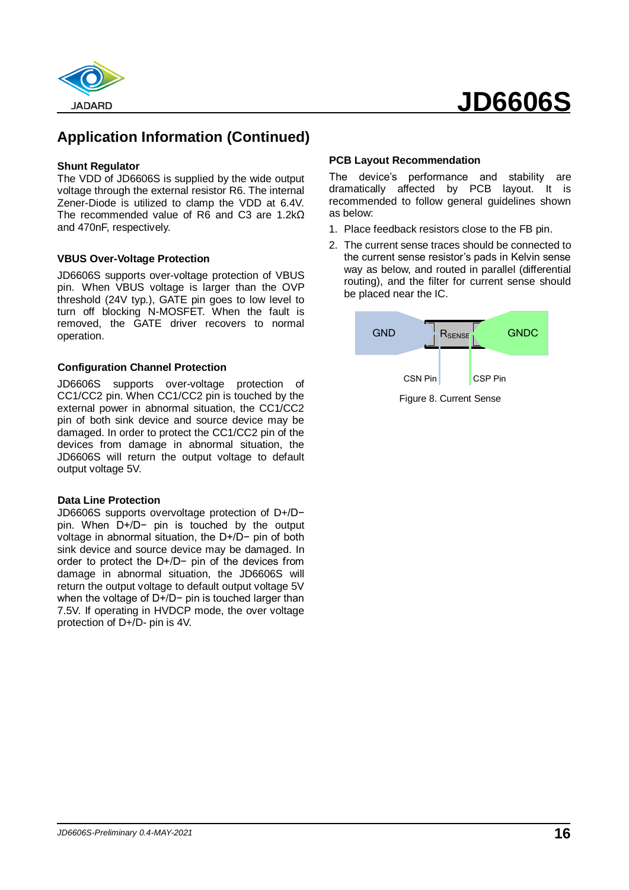## Application Information (Continued)

### Shunt Regulator

The VDD of JD6606S is supplied by the wide output voltage through the external resistor R6. The internal Zener-Diode is utilized to clamp the VDD at 6.4V. The recommended value of R6 and C3 are 1.2kΩ and 470nF, respectively.

### VBUS Over-Voltage Protection

JD6606S supports over-voltage protection of VBUS pin. When VBUS voltage is larger than the OVP threshold (24V typ.), GATE pin goes to low level to turn off blocking N-MOSFET. When the fault is removed, the GATE driver recovers to normal operation.

### Configuration Channel Protection

JD6606S supports over-voltage protection of CC1/CC2 pin. When CC1/CC2 pin is touched by the external power in abnormal situation, the CC1/CC2 pin of both sink device and source device may be damaged. In order to protect the CC1/CC2 pin of the devices from damage in abnormal situation, the JD6606S will return the output voltage to default output voltage 5V.

### Data Line Protection

JD6606S supports overvoltage protection of D+/D− pin. When D+/D− pin is touched by the output voltage in abnormal situation, the D+/D− pin of both sink device and source device may be damaged. In order to protect the D+/D− pin of the devices from damage in abnormal situation, the JD6606S will return the output voltage to default output voltage 5V when the voltage of D+/D− pin is touched larger than 7.5V. If operating in HVDCP mode, the over voltage protection of D+/D- pin is 4V.

### PCB Layout Recommendation

The device's performance and stability are dramatically affected by PCB layout. It is recommended to follow general guidelines shown as below:

1. Place feedback resistors close to the FB pin.
2. The current sense traces should be connected to the current sense resistor's pads in Kelvin sense way as below, and routed in parallel (differential routing), and the filter for current sense should be placed near the IC.

GND | $R_{SENSE}$ | GNDC

CSN Pin | CSP Pin

Figure 8. Current Sense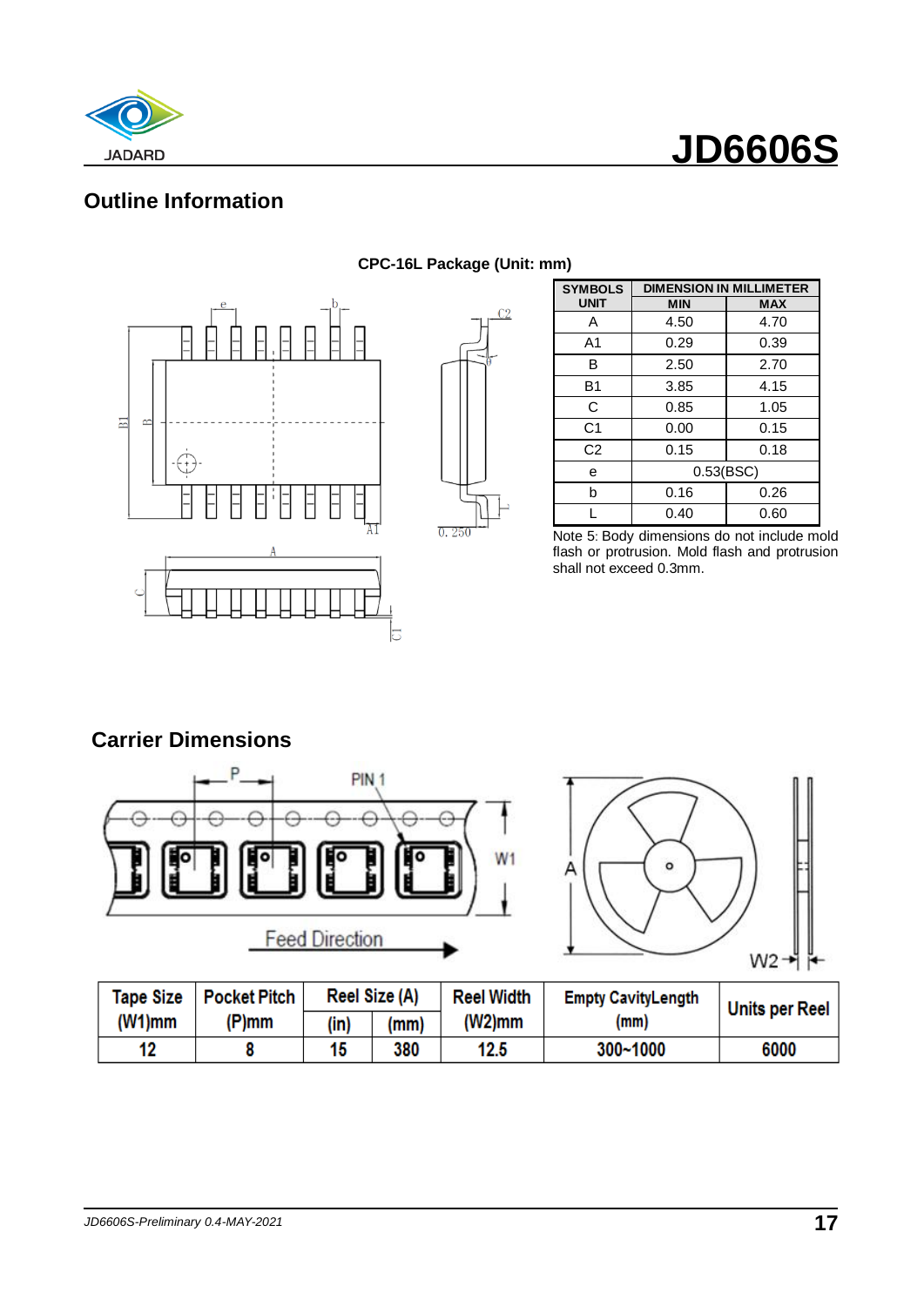## Outline Information

**CPC-16L Package (Unit: mm)**

| SYMBOLS UNIT | DIMENSION IN MILLIMETER | |
|---|---|---|
| | MIN | MAX |
| A | 4.50 | 4.70 |
| A1 | 0.29 | 0.39 |
| B | 2.50 | 2.70 |
| B1 | 3.85 | 4.15 |
| C | 0.85 | 1.05 |
| C1 | 0.00 | 0.15 |
| C2 | 0.15 | 0.18 |
| e | 0.53(BSC) | |
| b | 0.16 | 0.26 |
| L | 0.40 | 0.60 |

Note 5: Body dimensions do not include mold flash or protrusion. Mold flash and protrusion shall not exceed 0.3mm.

## Carrier Dimensions

| Tape Size (W1)mm | Pocket Pitch (P)mm | Reel Size (A) | | Reel Width (W2)mm | Empty CavityLength (mm) | Units per Reel |
|---|---|---|---|---|---|---|
| | | (in) | (mm) | | | |
| 12 | 8 | 15 | 380 | 12.5 | 300~1000 | 6000 |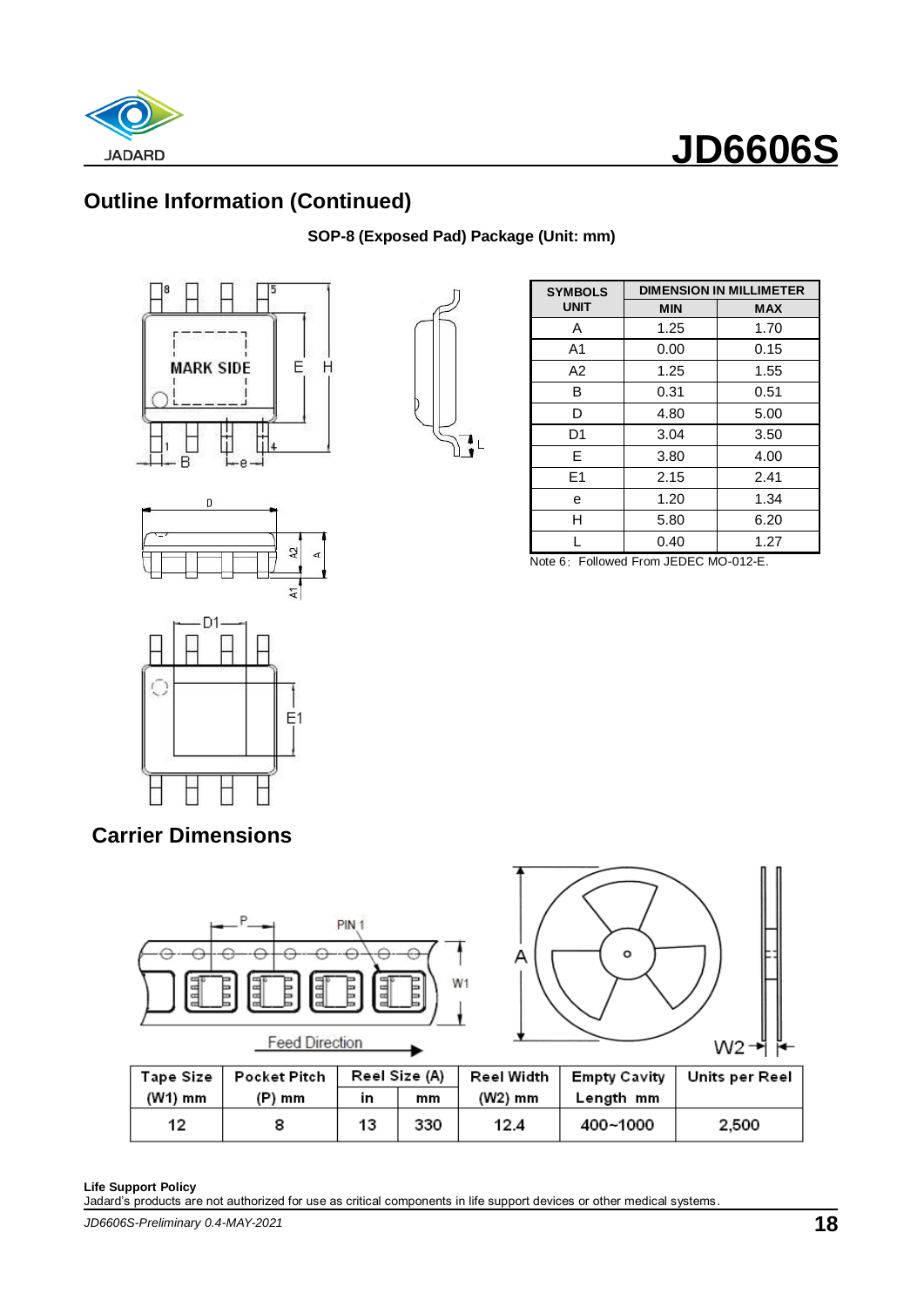## Outline Information (Continued)

**SOP-8 (Exposed Pad) Package (Unit: mm)**

| SYMBOLS UNIT | DIMENSION IN MILLIMETER | |
|---|---|---|
| | MIN | MAX |
| A | 1.25 | 1.70 |
| A1 | 0.00 | 0.15 |
| A2 | 1.25 | 1.55 |
| B | 0.31 | 0.51 |
| D | 4.80 | 5.00 |
| D1 | 3.04 | 3.50 |
| E | 3.80 | 4.00 |
| E1 | 2.15 | 2.41 |
| e | 1.20 | 1.34 |
| H | 5.80 | 6.20 |
| L | 0.40 | 1.27 |

Note 6：Followed From JEDEC MO-012-E.

## Carrier Dimensions

| Tape Size (W1) mm | Pocket Pitch (P) mm | Reel Size (A) | | Reel Width (W2) mm | Empty Cavity Length mm | Units per Reel |
|---|---|---|---|---|---|---|
| | | in | mm | | | |
| 12 | 8 | 13 | 330 | 12.4 | 400~1000 | 2,500 |

**Life Support Policy**
Jadard's products are not authorized for use as critical components in life support devices or other medical systems.

*JD6606S-Preliminary 0.4-MAY-2021*